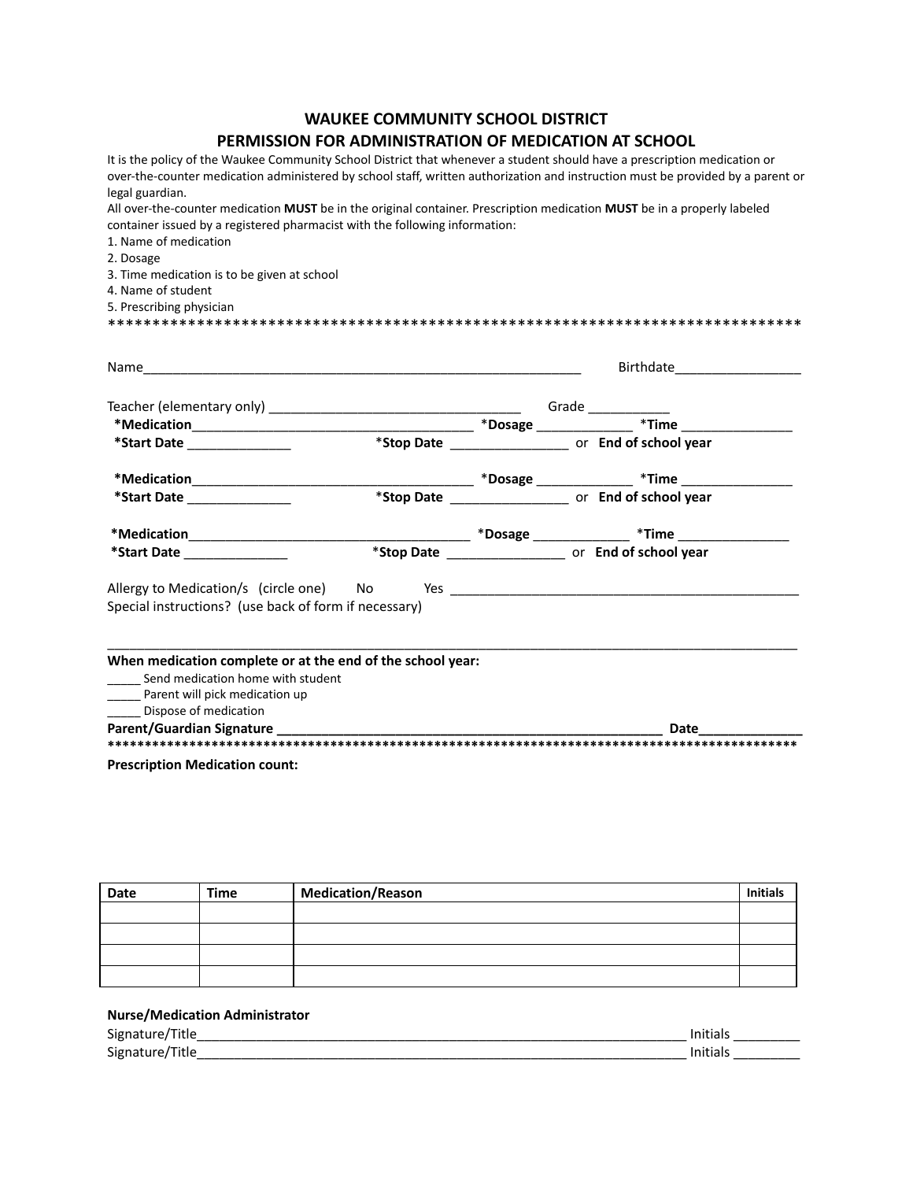# WAUKEE COMMUNITY SCHOOL DISTRICT
## PERMISSION FOR ADMINISTRATION OF MEDICATION AT SCHOOL

It is the policy of the Waukee Community School District that whenever a student should have a prescription medication or over-the-counter medication administered by school staff, written authorization and instruction must be provided by a parent or legal guardian.

All over-the-counter medication **MUST** be in the original container. Prescription medication **MUST** be in a properly labeled container issued by a registered pharmacist with the following information:

1. Name of medication
2. Dosage
3. Time medication is to be given at school
4. Name of student
5. Prescribing physician

********************************************************************************

Name_____________________________________________________________ Birthdate_________________

Teacher (elementary only) __________________________________ Grade ___________

**\*Medication**_______________________________________ \***Dosage** _____________ \***Time** _______________
**\*Start Date** ______________ \***Stop Date** ________________ or **End of school year**

**\*Medication**_______________________________________ \***Dosage** _____________ \***Time** _______________
**\*Start Date** ______________ \***Stop Date** ________________ or **End of school year**

**\*Medication**_______________________________________ \***Dosage** _____________ \***Time** _______________
**\*Start Date** ______________ \***Stop Date** ________________ or **End of school year**

Allergy to Medication/s (circle one) No Yes ________________________________________________
Special instructions? (use back of form if necessary)

_____________________________________________________________________________________________

**When medication complete or at the end of the school year:**

_____ Send medication home with student
_____ Parent will pick medication up
_____ Dispose of medication

**Parent/Guardian Signature ______________________________________________________ Date______________**

********************************************************************************

**Prescription Medication count:**

| Date | Time | Medication/Reason | Initials |
|---|---|---|---|
| | | | |
| | | | |
| | | | |
| | | | |

**Nurse/Medication Administrator**

Signature/Title______________________________________________________________________ Initials _________
Signature/Title______________________________________________________________________ Initials _________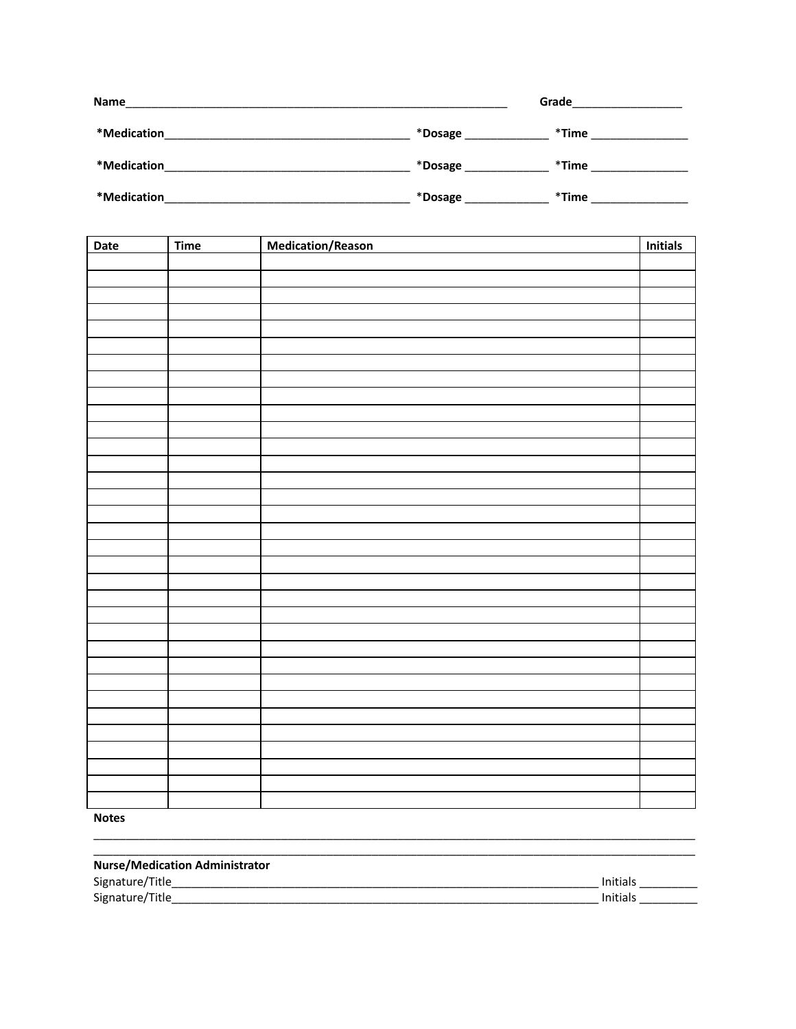**Name**\_\_\_\_\_\_\_\_\_\_\_\_\_\_\_\_\_\_\_\_\_\_\_\_\_\_\_\_\_\_\_\_\_\_\_\_\_\_\_\_\_\_\_\_\_\_\_\_\_\_\_\_\_\_\_\_\_\_\_\_ **Grade**\_\_\_\_\_\_\_\_\_\_\_\_\_\_\_\_\_

**\*Medication**\_\_\_\_\_\_\_\_\_\_\_\_\_\_\_\_\_\_\_\_\_\_\_\_\_\_\_\_\_\_\_\_\_\_\_\_\_\_ \***Dosage** \_\_\_\_\_\_\_\_\_\_\_\_\_ \***Time** \_\_\_\_\_\_\_\_\_\_\_\_\_\_\_

**\*Medication**\_\_\_\_\_\_\_\_\_\_\_\_\_\_\_\_\_\_\_\_\_\_\_\_\_\_\_\_\_\_\_\_\_\_\_\_\_\_ \***Dosage** \_\_\_\_\_\_\_\_\_\_\_\_\_ \***Time** \_\_\_\_\_\_\_\_\_\_\_\_\_\_\_

**\*Medication**\_\_\_\_\_\_\_\_\_\_\_\_\_\_\_\_\_\_\_\_\_\_\_\_\_\_\_\_\_\_\_\_\_\_\_\_\_\_ \***Dosage** \_\_\_\_\_\_\_\_\_\_\_\_\_ \***Time** \_\_\_\_\_\_\_\_\_\_\_\_\_\_\_

| **Date** | **Time** | **Medication/Reason** | **Initials** |
|---|---|---|---|
| | | | |
| | | | |
| | | | |
| | | | |
| | | | |
| | | | |
| | | | |
| | | | |
| | | | |
| | | | |
| | | | |
| | | | |
| | | | |
| | | | |
| | | | |
| | | | |
| | | | |
| | | | |
| | | | |
| | | | |
| | | | |
| | | | |
| | | | |
| | | | |
| | | | |
| | | | |
| | | | |
| | | | |
| | | | |
| | | | |
| | | | |
| | | | |
| | | | |
| | | | |

**Notes**

\_\_\_\_\_\_\_\_\_\_\_\_\_\_\_\_\_\_\_\_\_\_\_\_\_\_\_\_\_\_\_\_\_\_\_\_\_\_\_\_\_\_\_\_\_\_\_\_\_\_\_\_\_\_\_\_\_\_\_\_\_\_\_\_\_\_\_\_\_\_\_\_\_\_\_\_\_\_\_\_\_\_\_\_\_\_\_\_\_\_\_\_\_\_\_\_

\_\_\_\_\_\_\_\_\_\_\_\_\_\_\_\_\_\_\_\_\_\_\_\_\_\_\_\_\_\_\_\_\_\_\_\_\_\_\_\_\_\_\_\_\_\_\_\_\_\_\_\_\_\_\_\_\_\_\_\_\_\_\_\_\_\_\_\_\_\_\_\_\_\_\_\_\_\_\_\_\_\_\_\_\_\_\_\_\_\_\_\_\_\_\_\_

**Nurse/Medication Administrator**

Signature/Title\_\_\_\_\_\_\_\_\_\_\_\_\_\_\_\_\_\_\_\_\_\_\_\_\_\_\_\_\_\_\_\_\_\_\_\_\_\_\_\_\_\_\_\_\_\_\_\_\_\_\_\_\_\_\_\_\_\_\_\_\_\_\_\_\_\_\_\_\_\_ Initials \_\_\_\_\_\_\_\_\_

Signature/Title\_\_\_\_\_\_\_\_\_\_\_\_\_\_\_\_\_\_\_\_\_\_\_\_\_\_\_\_\_\_\_\_\_\_\_\_\_\_\_\_\_\_\_\_\_\_\_\_\_\_\_\_\_\_\_\_\_\_\_\_\_\_\_\_\_\_\_\_\_\_ Initials \_\_\_\_\_\_\_\_\_